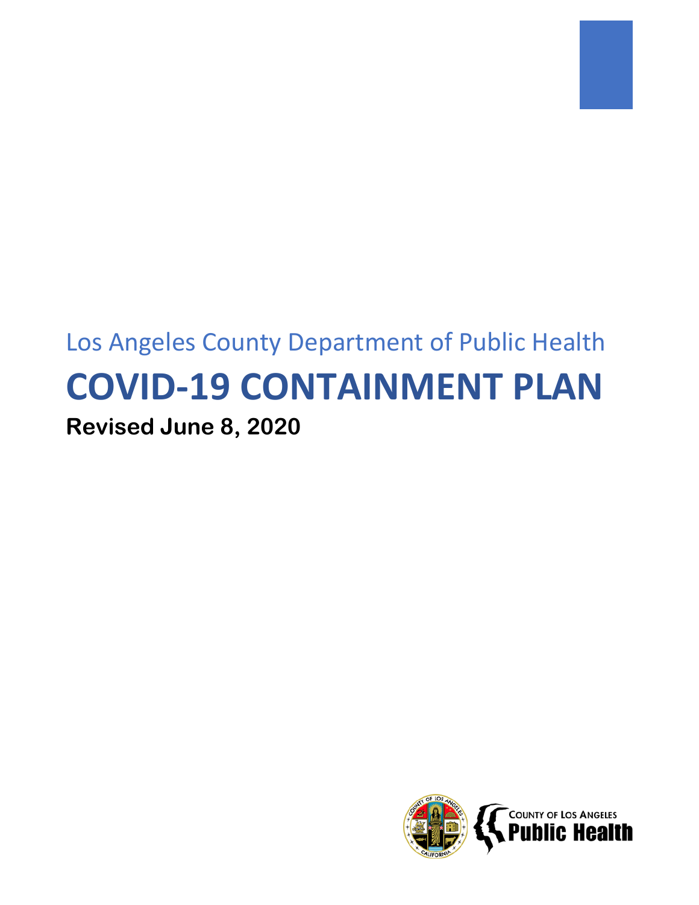Los Angeles County Department of Public Health

# COVID-19 CONTAINMENT PLAN

**Revised June 8, 2020**

COUNTY OF LOS ANGELES
Public Health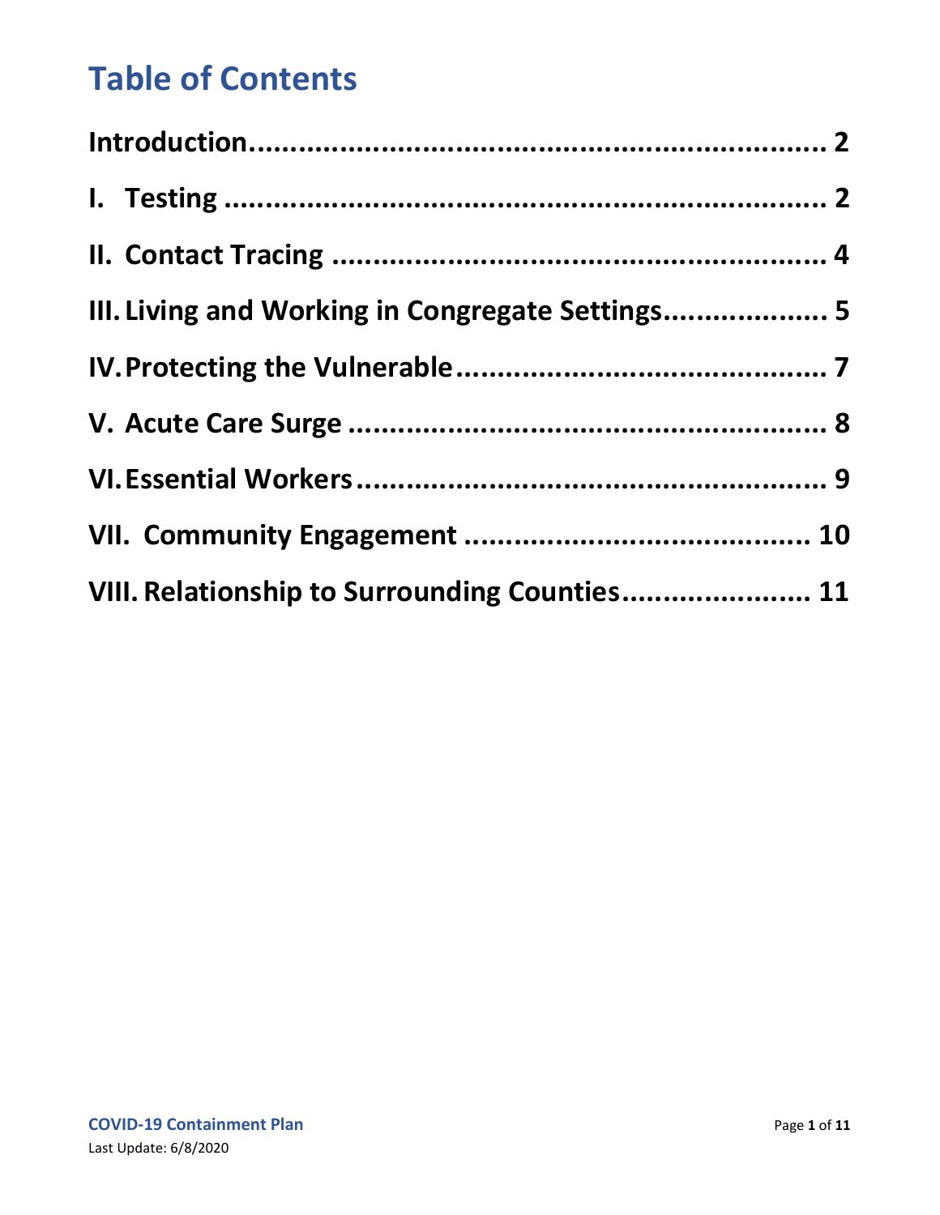# Table of Contents

Introduction.................................................................... 2

I. Testing .......................................................................... 2

II. Contact Tracing ........................................................... 4

III. Living and Working in Congregate Settings..................... 5

IV. Protecting the Vulnerable............................................. 7

V. Acute Care Surge .......................................................... 8

VI. Essential Workers........................................................ 9

VII. Community Engagement ........................................... 10

VIII. Relationship to Surrounding Counties....................... 11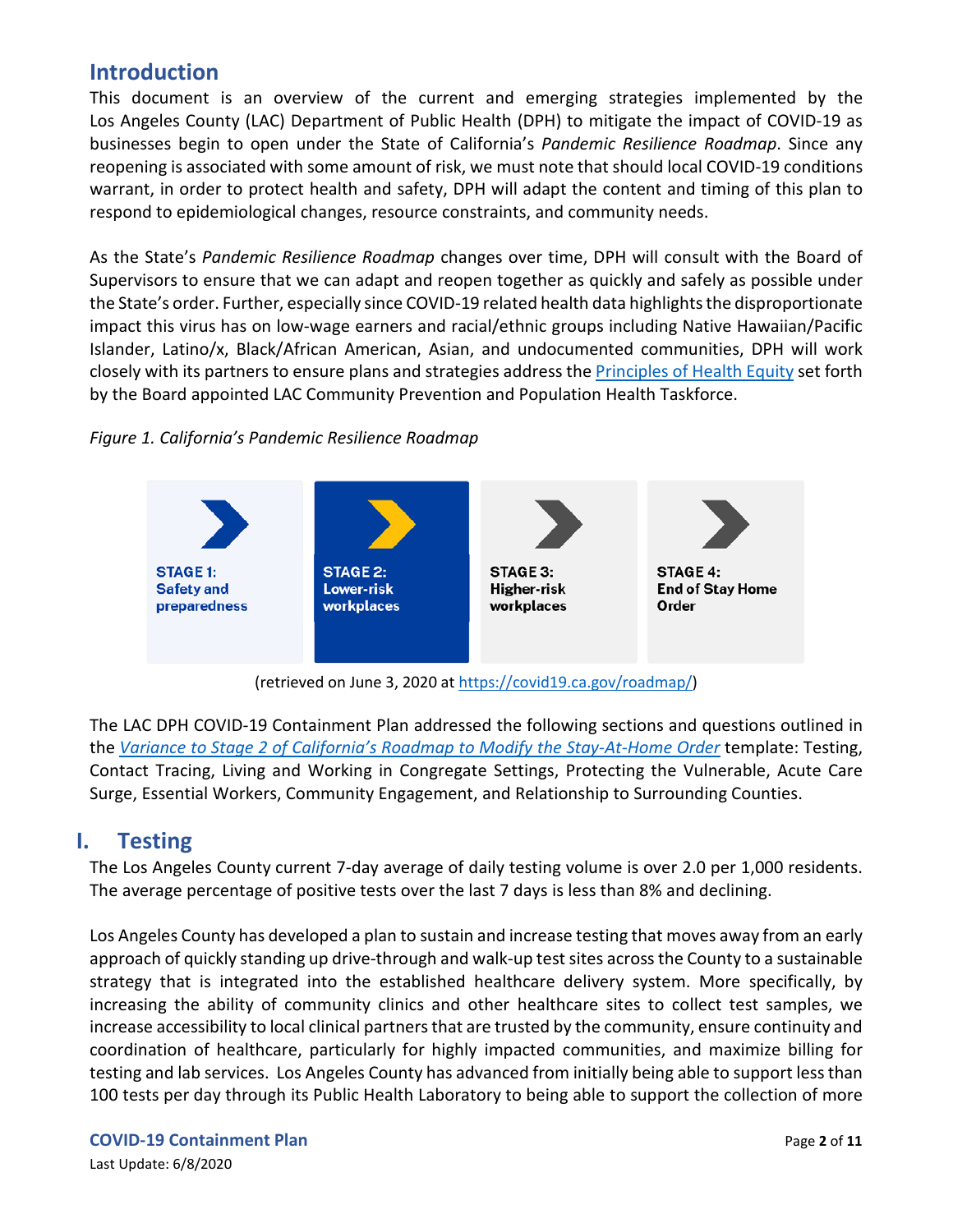## Introduction

This document is an overview of the current and emerging strategies implemented by the Los Angeles County (LAC) Department of Public Health (DPH) to mitigate the impact of COVID-19 as businesses begin to open under the State of California's *Pandemic Resilience Roadmap*. Since any reopening is associated with some amount of risk, we must note that should local COVID-19 conditions warrant, in order to protect health and safety, DPH will adapt the content and timing of this plan to respond to epidemiological changes, resource constraints, and community needs.

As the State's *Pandemic Resilience Roadmap* changes over time, DPH will consult with the Board of Supervisors to ensure that we can adapt and reopen together as quickly and safely as possible under the State's order. Further, especially since COVID-19 related health data highlights the disproportionate impact this virus has on low-wage earners and racial/ethnic groups including Native Hawaiian/Pacific Islander, Latino/x, Black/African American, Asian, and undocumented communities, DPH will work closely with its partners to ensure plans and strategies address the Principles of Health Equity set forth by the Board appointed LAC Community Prevention and Population Health Taskforce.

*Figure 1. California's Pandemic Resilience Roadmap*

| STAGE 1: Safety and preparedness | STAGE 2: Lower-risk workplaces | STAGE 3: Higher-risk workplaces | STAGE 4: End of Stay Home Order |
|---|---|---|---|

(retrieved on June 3, 2020 at https://covid19.ca.gov/roadmap/)

The LAC DPH COVID-19 Containment Plan addressed the following sections and questions outlined in the *Variance to Stage 2 of California's Roadmap to Modify the Stay-At-Home Order* template: Testing, Contact Tracing, Living and Working in Congregate Settings, Protecting the Vulnerable, Acute Care Surge, Essential Workers, Community Engagement, and Relationship to Surrounding Counties.

## I. Testing

The Los Angeles County current 7-day average of daily testing volume is over 2.0 per 1,000 residents. The average percentage of positive tests over the last 7 days is less than 8% and declining.

Los Angeles County has developed a plan to sustain and increase testing that moves away from an early approach of quickly standing up drive-through and walk-up test sites across the County to a sustainable strategy that is integrated into the established healthcare delivery system. More specifically, by increasing the ability of community clinics and other healthcare sites to collect test samples, we increase accessibility to local clinical partners that are trusted by the community, ensure continuity and coordination of healthcare, particularly for highly impacted communities, and maximize billing for testing and lab services. Los Angeles County has advanced from initially being able to support less than 100 tests per day through its Public Health Laboratory to being able to support the collection of more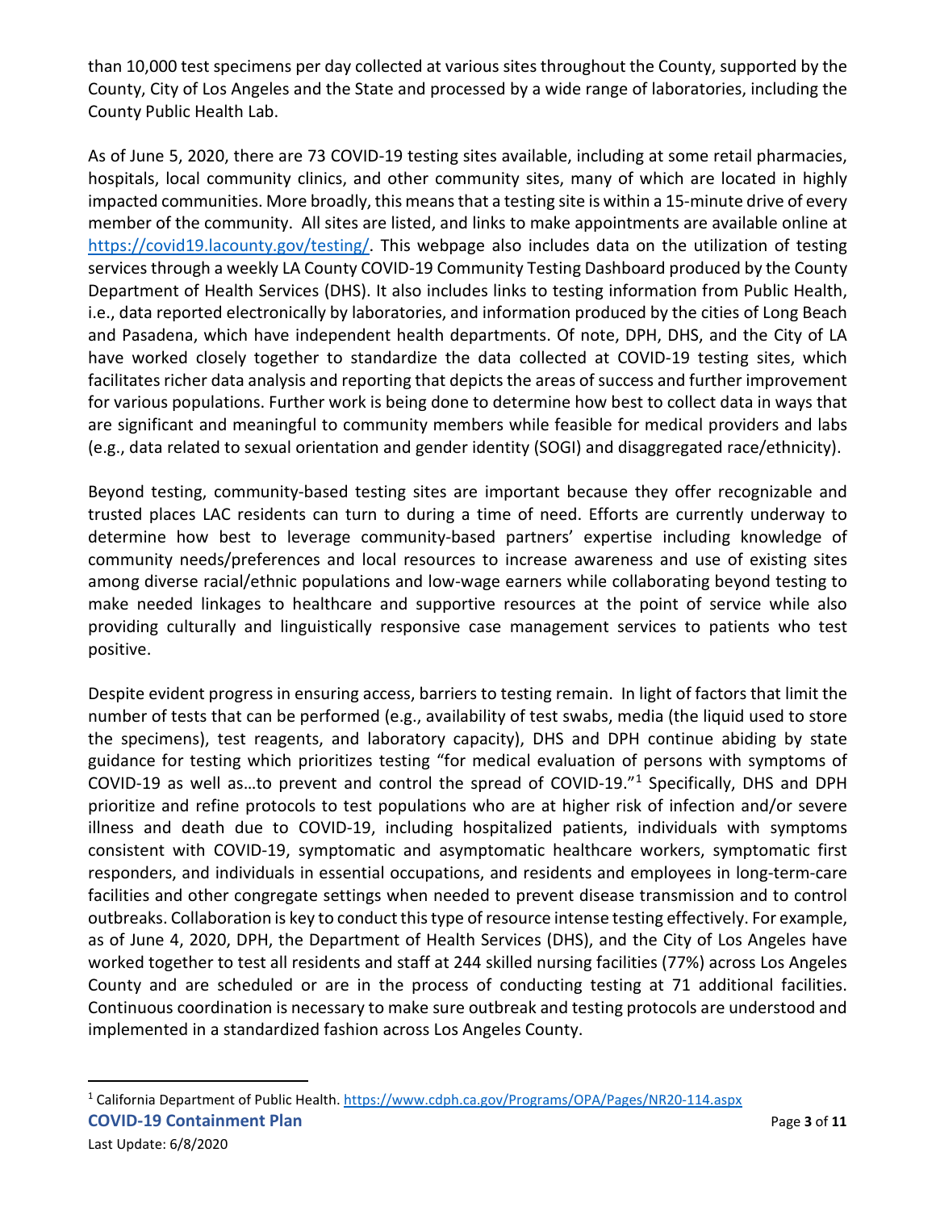than 10,000 test specimens per day collected at various sites throughout the County, supported by the County, City of Los Angeles and the State and processed by a wide range of laboratories, including the County Public Health Lab.

As of June 5, 2020, there are 73 COVID-19 testing sites available, including at some retail pharmacies, hospitals, local community clinics, and other community sites, many of which are located in highly impacted communities. More broadly, this means that a testing site is within a 15-minute drive of every member of the community. All sites are listed, and links to make appointments are available online at https://covid19.lacounty.gov/testing/. This webpage also includes data on the utilization of testing services through a weekly LA County COVID-19 Community Testing Dashboard produced by the County Department of Health Services (DHS). It also includes links to testing information from Public Health, i.e., data reported electronically by laboratories, and information produced by the cities of Long Beach and Pasadena, which have independent health departments. Of note, DPH, DHS, and the City of LA have worked closely together to standardize the data collected at COVID-19 testing sites, which facilitates richer data analysis and reporting that depicts the areas of success and further improvement for various populations. Further work is being done to determine how best to collect data in ways that are significant and meaningful to community members while feasible for medical providers and labs (e.g., data related to sexual orientation and gender identity (SOGI) and disaggregated race/ethnicity).

Beyond testing, community-based testing sites are important because they offer recognizable and trusted places LAC residents can turn to during a time of need. Efforts are currently underway to determine how best to leverage community-based partners' expertise including knowledge of community needs/preferences and local resources to increase awareness and use of existing sites among diverse racial/ethnic populations and low-wage earners while collaborating beyond testing to make needed linkages to healthcare and supportive resources at the point of service while also providing culturally and linguistically responsive case management services to patients who test positive.

Despite evident progress in ensuring access, barriers to testing remain. In light of factors that limit the number of tests that can be performed (e.g., availability of test swabs, media (the liquid used to store the specimens), test reagents, and laboratory capacity), DHS and DPH continue abiding by state guidance for testing which prioritizes testing "for medical evaluation of persons with symptoms of COVID-19 as well as…to prevent and control the spread of COVID-19."[1] Specifically, DHS and DPH prioritize and refine protocols to test populations who are at higher risk of infection and/or severe illness and death due to COVID-19, including hospitalized patients, individuals with symptoms consistent with COVID-19, symptomatic and asymptomatic healthcare workers, symptomatic first responders, and individuals in essential occupations, and residents and employees in long-term-care facilities and other congregate settings when needed to prevent disease transmission and to control outbreaks. Collaboration is key to conduct this type of resource intense testing effectively. For example, as of June 4, 2020, DPH, the Department of Health Services (DHS), and the City of Los Angeles have worked together to test all residents and staff at 244 skilled nursing facilities (77%) across Los Angeles County and are scheduled or are in the process of conducting testing at 71 additional facilities. Continuous coordination is necessary to make sure outbreak and testing protocols are understood and implemented in a standardized fashion across Los Angeles County.

[1] California Department of Public Health. https://www.cdph.ca.gov/Programs/OPA/Pages/NR20-114.aspx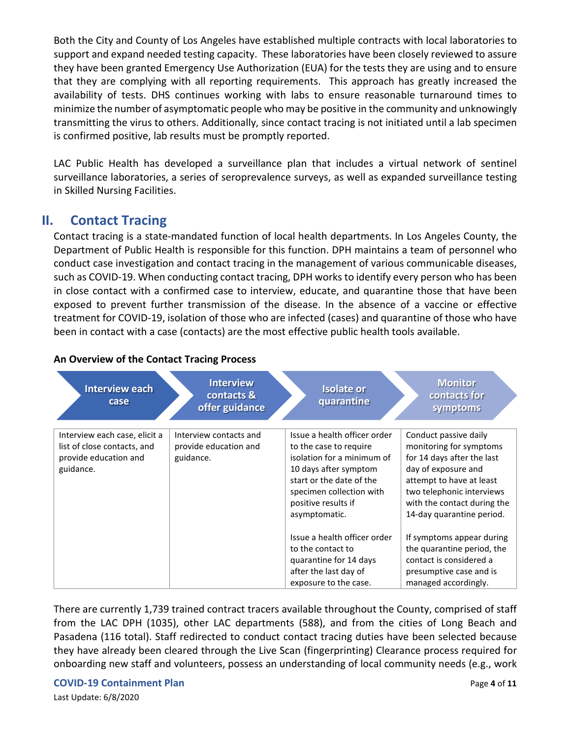Both the City and County of Los Angeles have established multiple contracts with local laboratories to support and expand needed testing capacity. These laboratories have been closely reviewed to assure they have been granted Emergency Use Authorization (EUA) for the tests they are using and to ensure that they are complying with all reporting requirements. This approach has greatly increased the availability of tests. DHS continues working with labs to ensure reasonable turnaround times to minimize the number of asymptomatic people who may be positive in the community and unknowingly transmitting the virus to others. Additionally, since contact tracing is not initiated until a lab specimen is confirmed positive, lab results must be promptly reported.

LAC Public Health has developed a surveillance plan that includes a virtual network of sentinel surveillance laboratories, a series of seroprevalence surveys, as well as expanded surveillance testing in Skilled Nursing Facilities.

## II. Contact Tracing

Contact tracing is a state-mandated function of local health departments. In Los Angeles County, the Department of Public Health is responsible for this function. DPH maintains a team of personnel who conduct case investigation and contact tracing in the management of various communicable diseases, such as COVID-19. When conducting contact tracing, DPH works to identify every person who has been in close contact with a confirmed case to interview, educate, and quarantine those that have been exposed to prevent further transmission of the disease. In the absence of a vaccine or effective treatment for COVID-19, isolation of those who are infected (cases) and quarantine of those who have been in contact with a case (contacts) are the most effective public health tools available.

**An Overview of the Contact Tracing Process**

| Interview each case | Interview contacts & offer guidance | Isolate or quarantine | Monitor contacts for symptoms |
|---|---|---|---|
| Interview each case, elicit a list of close contacts, and provide education and guidance. | Interview contacts and provide education and guidance. | Issue a health officer order to the case to require isolation for a minimum of 10 days after symptom start or the date of the specimen collection with positive results if asymptomatic. | Conduct passive daily monitoring for symptoms for 14 days after the last day of exposure and attempt to have at least two telephonic interviews with the contact during the 14-day quarantine period. |
| | | Issue a health officer order to the contact to quarantine for 14 days after the last day of exposure to the case. | If symptoms appear during the quarantine period, the contact is considered a presumptive case and is managed accordingly. |

There are currently 1,739 trained contract tracers available throughout the County, comprised of staff from the LAC DPH (1035), other LAC departments (588), and from the cities of Long Beach and Pasadena (116 total). Staff redirected to conduct contact tracing duties have been selected because they have already been cleared through the Live Scan (fingerprinting) Clearance process required for onboarding new staff and volunteers, possess an understanding of local community needs (e.g., work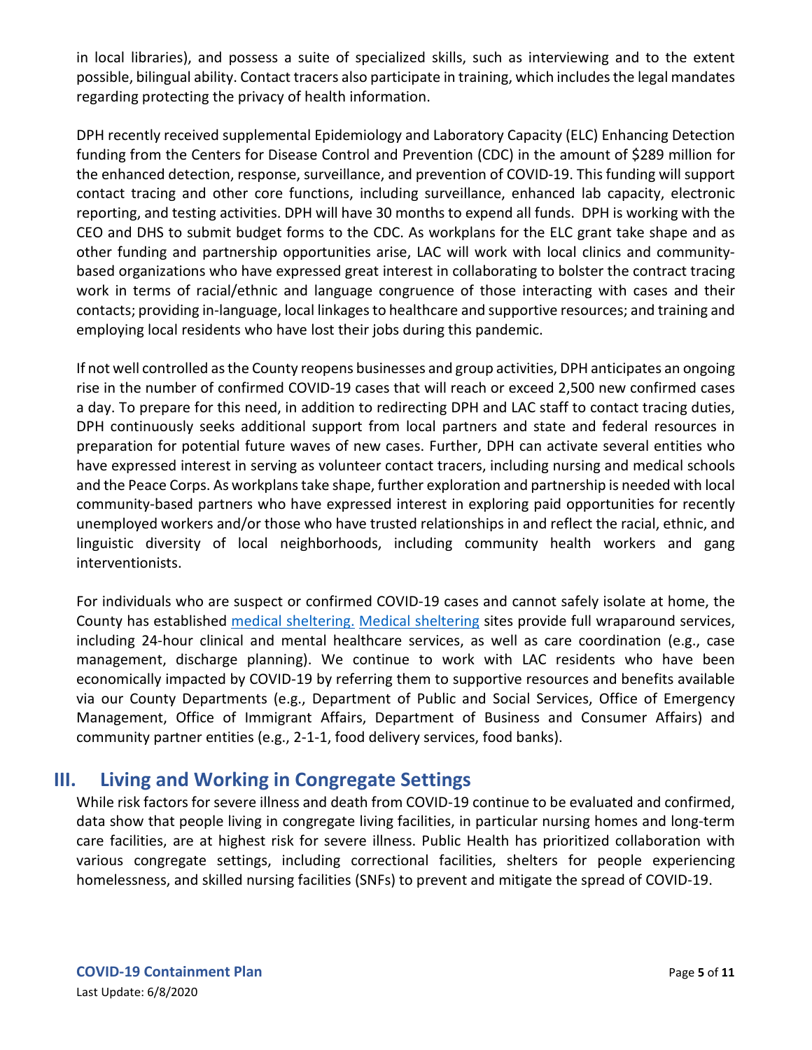in local libraries), and possess a suite of specialized skills, such as interviewing and to the extent possible, bilingual ability. Contact tracers also participate in training, which includes the legal mandates regarding protecting the privacy of health information.

DPH recently received supplemental Epidemiology and Laboratory Capacity (ELC) Enhancing Detection funding from the Centers for Disease Control and Prevention (CDC) in the amount of $289 million for the enhanced detection, response, surveillance, and prevention of COVID-19. This funding will support contact tracing and other core functions, including surveillance, enhanced lab capacity, electronic reporting, and testing activities. DPH will have 30 months to expend all funds. DPH is working with the CEO and DHS to submit budget forms to the CDC. As workplans for the ELC grant take shape and as other funding and partnership opportunities arise, LAC will work with local clinics and community-based organizations who have expressed great interest in collaborating to bolster the contract tracing work in terms of racial/ethnic and language congruence of those interacting with cases and their contacts; providing in-language, local linkages to healthcare and supportive resources; and training and employing local residents who have lost their jobs during this pandemic.

If not well controlled as the County reopens businesses and group activities, DPH anticipates an ongoing rise in the number of confirmed COVID-19 cases that will reach or exceed 2,500 new confirmed cases a day. To prepare for this need, in addition to redirecting DPH and LAC staff to contact tracing duties, DPH continuously seeks additional support from local partners and state and federal resources in preparation for potential future waves of new cases. Further, DPH can activate several entities who have expressed interest in serving as volunteer contact tracers, including nursing and medical schools and the Peace Corps. As workplans take shape, further exploration and partnership is needed with local community-based partners who have expressed interest in exploring paid opportunities for recently unemployed workers and/or those who have trusted relationships in and reflect the racial, ethnic, and linguistic diversity of local neighborhoods, including community health workers and gang interventionists.

For individuals who are suspect or confirmed COVID-19 cases and cannot safely isolate at home, the County has established medical sheltering. Medical sheltering sites provide full wraparound services, including 24-hour clinical and mental healthcare services, as well as care coordination (e.g., case management, discharge planning). We continue to work with LAC residents who have been economically impacted by COVID-19 by referring them to supportive resources and benefits available via our County Departments (e.g., Department of Public and Social Services, Office of Emergency Management, Office of Immigrant Affairs, Department of Business and Consumer Affairs) and community partner entities (e.g., 2-1-1, food delivery services, food banks).

## III. Living and Working in Congregate Settings

While risk factors for severe illness and death from COVID-19 continue to be evaluated and confirmed, data show that people living in congregate living facilities, in particular nursing homes and long-term care facilities, are at highest risk for severe illness. Public Health has prioritized collaboration with various congregate settings, including correctional facilities, shelters for people experiencing homelessness, and skilled nursing facilities (SNFs) to prevent and mitigate the spread of COVID-19.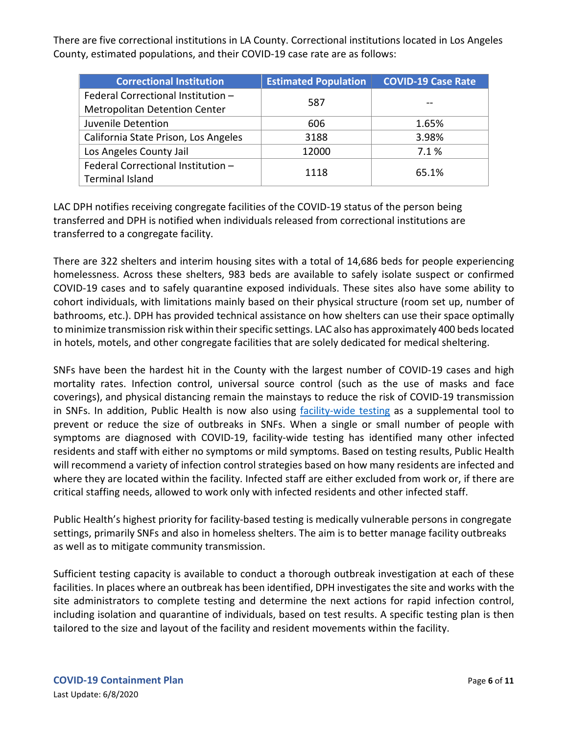There are five correctional institutions in LA County. Correctional institutions located in Los Angeles County, estimated populations, and their COVID-19 case rate are as follows:

| Correctional Institution | Estimated Population | COVID-19 Case Rate |
| --- | --- | --- |
| Federal Correctional Institution – Metropolitan Detention Center | 587 | -- |
| Juvenile Detention | 606 | 1.65% |
| California State Prison, Los Angeles | 3188 | 3.98% |
| Los Angeles County Jail | 12000 | 7.1 % |
| Federal Correctional Institution – Terminal Island | 1118 | 65.1% |

LAC DPH notifies receiving congregate facilities of the COVID-19 status of the person being transferred and DPH is notified when individuals released from correctional institutions are transferred to a congregate facility.

There are 322 shelters and interim housing sites with a total of 14,686 beds for people experiencing homelessness. Across these shelters, 983 beds are available to safely isolate suspect or confirmed COVID-19 cases and to safely quarantine exposed individuals. These sites also have some ability to cohort individuals, with limitations mainly based on their physical structure (room set up, number of bathrooms, etc.). DPH has provided technical assistance on how shelters can use their space optimally to minimize transmission risk within their specific settings. LAC also has approximately 400 beds located in hotels, motels, and other congregate facilities that are solely dedicated for medical sheltering.

SNFs have been the hardest hit in the County with the largest number of COVID-19 cases and high mortality rates. Infection control, universal source control (such as the use of masks and face coverings), and physical distancing remain the mainstays to reduce the risk of COVID-19 transmission in SNFs. In addition, Public Health is now also using facility-wide testing as a supplemental tool to prevent or reduce the size of outbreaks in SNFs. When a single or small number of people with symptoms are diagnosed with COVID-19, facility-wide testing has identified many other infected residents and staff with either no symptoms or mild symptoms. Based on testing results, Public Health will recommend a variety of infection control strategies based on how many residents are infected and where they are located within the facility. Infected staff are either excluded from work or, if there are critical staffing needs, allowed to work only with infected residents and other infected staff.

Public Health's highest priority for facility-based testing is medically vulnerable persons in congregate settings, primarily SNFs and also in homeless shelters. The aim is to better manage facility outbreaks as well as to mitigate community transmission.

Sufficient testing capacity is available to conduct a thorough outbreak investigation at each of these facilities. In places where an outbreak has been identified, DPH investigates the site and works with the site administrators to complete testing and determine the next actions for rapid infection control, including isolation and quarantine of individuals, based on test results. A specific testing plan is then tailored to the size and layout of the facility and resident movements within the facility.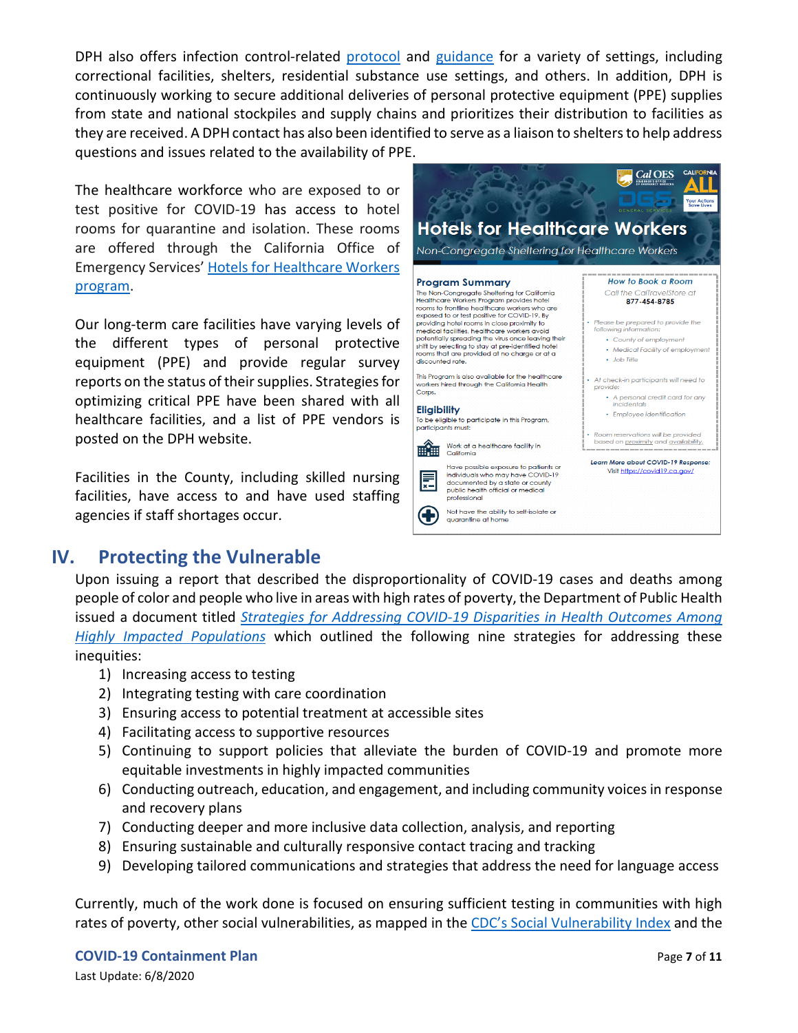DPH also offers infection control-related protocol and guidance for a variety of settings, including correctional facilities, shelters, residential substance use settings, and others. In addition, DPH is continuously working to secure additional deliveries of personal protective equipment (PPE) supplies from state and national stockpiles and supply chains and prioritizes their distribution to facilities as they are received. A DPH contact has also been identified to serve as a liaison to shelters to help address questions and issues related to the availability of PPE.

The healthcare workforce who are exposed to or test positive for COVID-19 has access to hotel rooms for quarantine and isolation. These rooms are offered through the California Office of Emergency Services' Hotels for Healthcare Workers program.

**Hotels for Healthcare Workers**

*Non-Congregate Sheltering for Healthcare Workers*

**Program Summary**

The Non-Congregate Sheltering for California Healthcare Workers Program provides hotel rooms to frontline healthcare workers who are exposed to or test positive for COVID-19. By providing hotel rooms in close proximity to medical facilities, healthcare workers avoid potentially spreading the virus once leaving their shift by selecting to stay at pre-identified hotel rooms that are provided at no charge or at a discounted rate.

This Program is also available for the healthcare workers hired through the California Health Corps.

**Eligibility**

To be eligible to participate in this Program, participants must:

- Work at a healthcare facility in California
- Have possible exposure to patients or individuals who may have COVID-19 documented by a state or county public health official or medical professional
- Not have the ability to self-isolate or quarantine at home

**How to Book a Room**

Call the CalTravelStore at **877-454-8785**

- Please be prepared to provide the following information:
  - County of employment
  - Medical Facility of employment
  - Job Title
- At check-in participants will need to provide:
  - A personal credit card for any incidentals
  - Employee identification
- Room reservations will be provided based on proximity and availability.

**Learn More about COVID-19 Response:** Visit https://covid19.ca.gov/

Our long-term care facilities have varying levels of the different types of personal protective equipment (PPE) and provide regular survey reports on the status of their supplies. Strategies for optimizing critical PPE have been shared with all healthcare facilities, and a list of PPE vendors is posted on the DPH website.

Facilities in the County, including skilled nursing facilities, have access to and have used staffing agencies if staff shortages occur.

## IV. Protecting the Vulnerable

Upon issuing a report that described the disproportionality of COVID-19 cases and deaths among people of color and people who live in areas with high rates of poverty, the Department of Public Health issued a document titled *Strategies for Addressing COVID-19 Disparities in Health Outcomes Among Highly Impacted Populations* which outlined the following nine strategies for addressing these inequities:

1) Increasing access to testing
2) Integrating testing with care coordination
3) Ensuring access to potential treatment at accessible sites
4) Facilitating access to supportive resources
5) Continuing to support policies that alleviate the burden of COVID-19 and promote more equitable investments in highly impacted communities
6) Conducting outreach, education, and engagement, and including community voices in response and recovery plans
7) Conducting deeper and more inclusive data collection, analysis, and reporting
8) Ensuring sustainable and culturally responsive contact tracing and tracking
9) Developing tailored communications and strategies that address the need for language access

Currently, much of the work done is focused on ensuring sufficient testing in communities with high rates of poverty, other social vulnerabilities, as mapped in the CDC's Social Vulnerability Index and the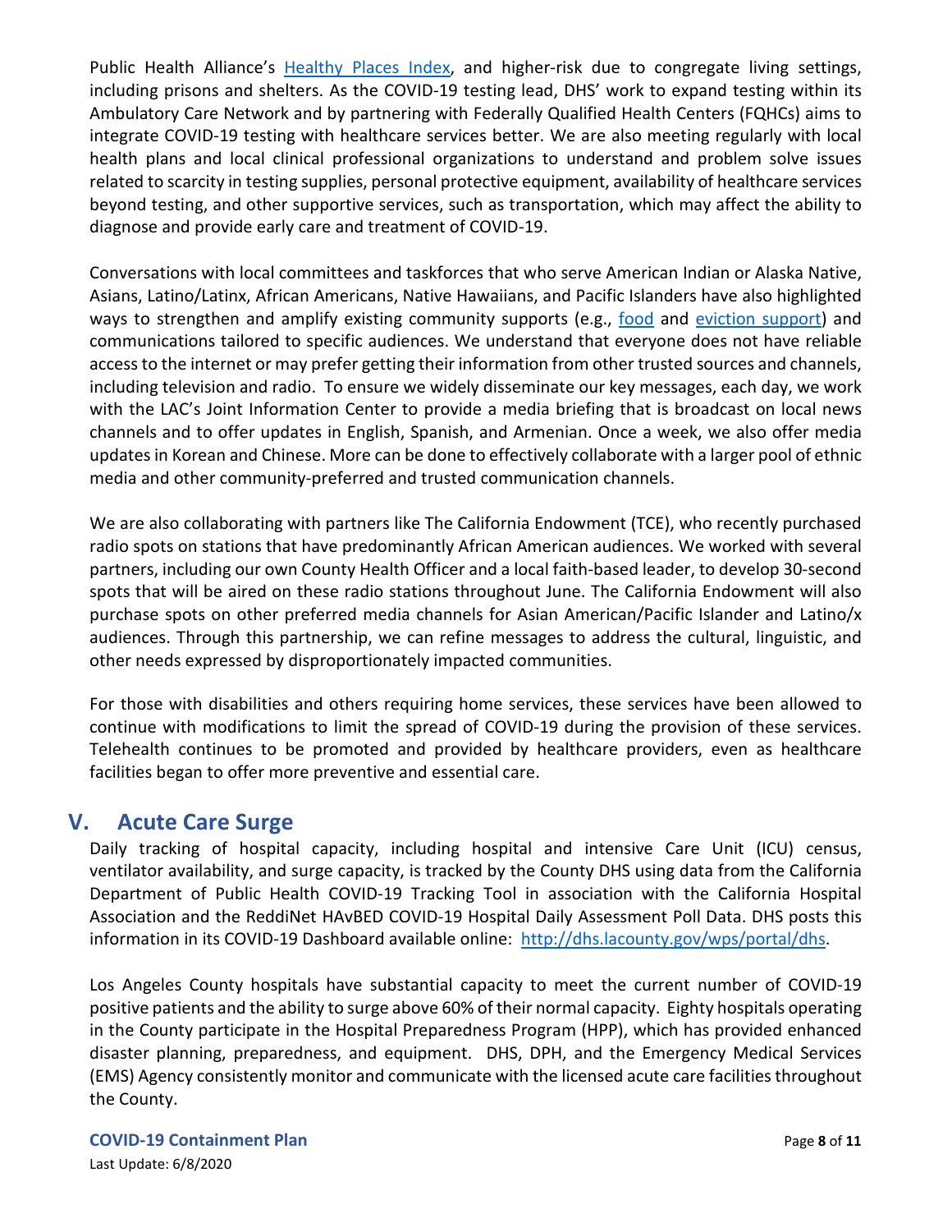Public Health Alliance's [Healthy Places Index](), and higher-risk due to congregate living settings, including prisons and shelters. As the COVID-19 testing lead, DHS' work to expand testing within its Ambulatory Care Network and by partnering with Federally Qualified Health Centers (FQHCs) aims to integrate COVID-19 testing with healthcare services better. We are also meeting regularly with local health plans and local clinical professional organizations to understand and problem solve issues related to scarcity in testing supplies, personal protective equipment, availability of healthcare services beyond testing, and other supportive services, such as transportation, which may affect the ability to diagnose and provide early care and treatment of COVID-19.

Conversations with local committees and taskforces that who serve American Indian or Alaska Native, Asians, Latino/Latinx, African Americans, Native Hawaiians, and Pacific Islanders have also highlighted ways to strengthen and amplify existing community supports (e.g., [food]() and [eviction support]()) and communications tailored to specific audiences. We understand that everyone does not have reliable access to the internet or may prefer getting their information from other trusted sources and channels, including television and radio. To ensure we widely disseminate our key messages, each day, we work with the LAC's Joint Information Center to provide a media briefing that is broadcast on local news channels and to offer updates in English, Spanish, and Armenian. Once a week, we also offer media updates in Korean and Chinese. More can be done to effectively collaborate with a larger pool of ethnic media and other community-preferred and trusted communication channels.

We are also collaborating with partners like The California Endowment (TCE), who recently purchased radio spots on stations that have predominantly African American audiences. We worked with several partners, including our own County Health Officer and a local faith-based leader, to develop 30-second spots that will be aired on these radio stations throughout June. The California Endowment will also purchase spots on other preferred media channels for Asian American/Pacific Islander and Latino/x audiences. Through this partnership, we can refine messages to address the cultural, linguistic, and other needs expressed by disproportionately impacted communities.

For those with disabilities and others requiring home services, these services have been allowed to continue with modifications to limit the spread of COVID-19 during the provision of these services. Telehealth continues to be promoted and provided by healthcare providers, even as healthcare facilities began to offer more preventive and essential care.

## V. Acute Care Surge

Daily tracking of hospital capacity, including hospital and intensive Care Unit (ICU) census, ventilator availability, and surge capacity, is tracked by the County DHS using data from the California Department of Public Health COVID-19 Tracking Tool in association with the California Hospital Association and the ReddiNet HAvBED COVID-19 Hospital Daily Assessment Poll Data. DHS posts this information in its COVID-19 Dashboard available online: [http://dhs.lacounty.gov/wps/portal/dhs](http://dhs.lacounty.gov/wps/portal/dhs).

Los Angeles County hospitals have substantial capacity to meet the current number of COVID-19 positive patients and the ability to surge above 60% of their normal capacity. Eighty hospitals operating in the County participate in the Hospital Preparedness Program (HPP), which has provided enhanced disaster planning, preparedness, and equipment. DHS, DPH, and the Emergency Medical Services (EMS) Agency consistently monitor and communicate with the licensed acute care facilities throughout the County.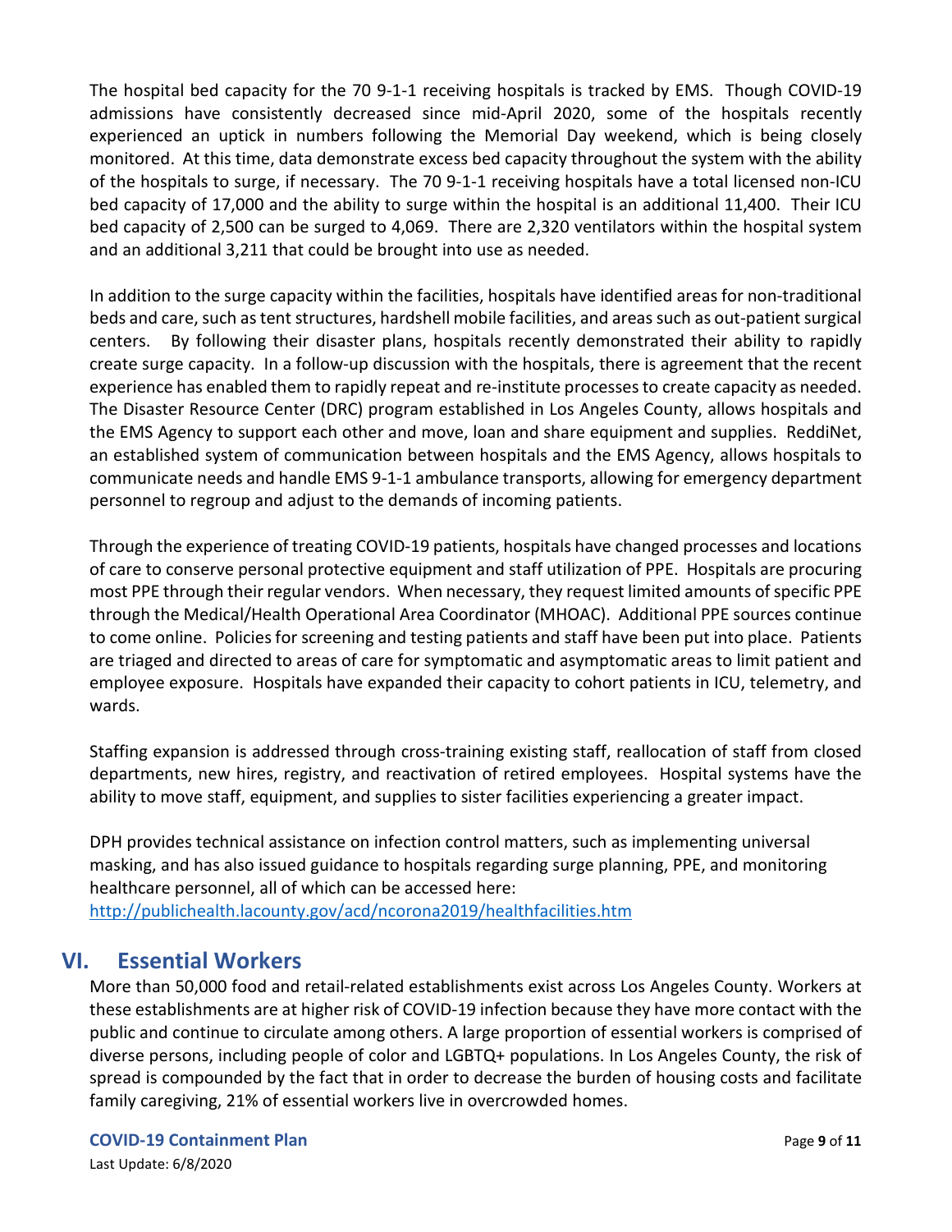The hospital bed capacity for the 70 9-1-1 receiving hospitals is tracked by EMS. Though COVID-19 admissions have consistently decreased since mid-April 2020, some of the hospitals recently experienced an uptick in numbers following the Memorial Day weekend, which is being closely monitored. At this time, data demonstrate excess bed capacity throughout the system with the ability of the hospitals to surge, if necessary. The 70 9-1-1 receiving hospitals have a total licensed non-ICU bed capacity of 17,000 and the ability to surge within the hospital is an additional 11,400. Their ICU bed capacity of 2,500 can be surged to 4,069. There are 2,320 ventilators within the hospital system and an additional 3,211 that could be brought into use as needed.

In addition to the surge capacity within the facilities, hospitals have identified areas for non-traditional beds and care, such as tent structures, hardshell mobile facilities, and areas such as out-patient surgical centers. By following their disaster plans, hospitals recently demonstrated their ability to rapidly create surge capacity. In a follow-up discussion with the hospitals, there is agreement that the recent experience has enabled them to rapidly repeat and re-institute processes to create capacity as needed. The Disaster Resource Center (DRC) program established in Los Angeles County, allows hospitals and the EMS Agency to support each other and move, loan and share equipment and supplies. ReddiNet, an established system of communication between hospitals and the EMS Agency, allows hospitals to communicate needs and handle EMS 9-1-1 ambulance transports, allowing for emergency department personnel to regroup and adjust to the demands of incoming patients.

Through the experience of treating COVID-19 patients, hospitals have changed processes and locations of care to conserve personal protective equipment and staff utilization of PPE. Hospitals are procuring most PPE through their regular vendors. When necessary, they request limited amounts of specific PPE through the Medical/Health Operational Area Coordinator (MHOAC). Additional PPE sources continue to come online. Policies for screening and testing patients and staff have been put into place. Patients are triaged and directed to areas of care for symptomatic and asymptomatic areas to limit patient and employee exposure. Hospitals have expanded their capacity to cohort patients in ICU, telemetry, and wards.

Staffing expansion is addressed through cross-training existing staff, reallocation of staff from closed departments, new hires, registry, and reactivation of retired employees. Hospital systems have the ability to move staff, equipment, and supplies to sister facilities experiencing a greater impact.

DPH provides technical assistance on infection control matters, such as implementing universal masking, and has also issued guidance to hospitals regarding surge planning, PPE, and monitoring healthcare personnel, all of which can be accessed here: http://publichealth.lacounty.gov/acd/ncorona2019/healthfacilities.htm

## VI. Essential Workers

More than 50,000 food and retail-related establishments exist across Los Angeles County. Workers at these establishments are at higher risk of COVID-19 infection because they have more contact with the public and continue to circulate among others. A large proportion of essential workers is comprised of diverse persons, including people of color and LGBTQ+ populations. In Los Angeles County, the risk of spread is compounded by the fact that in order to decrease the burden of housing costs and facilitate family caregiving, 21% of essential workers live in overcrowded homes.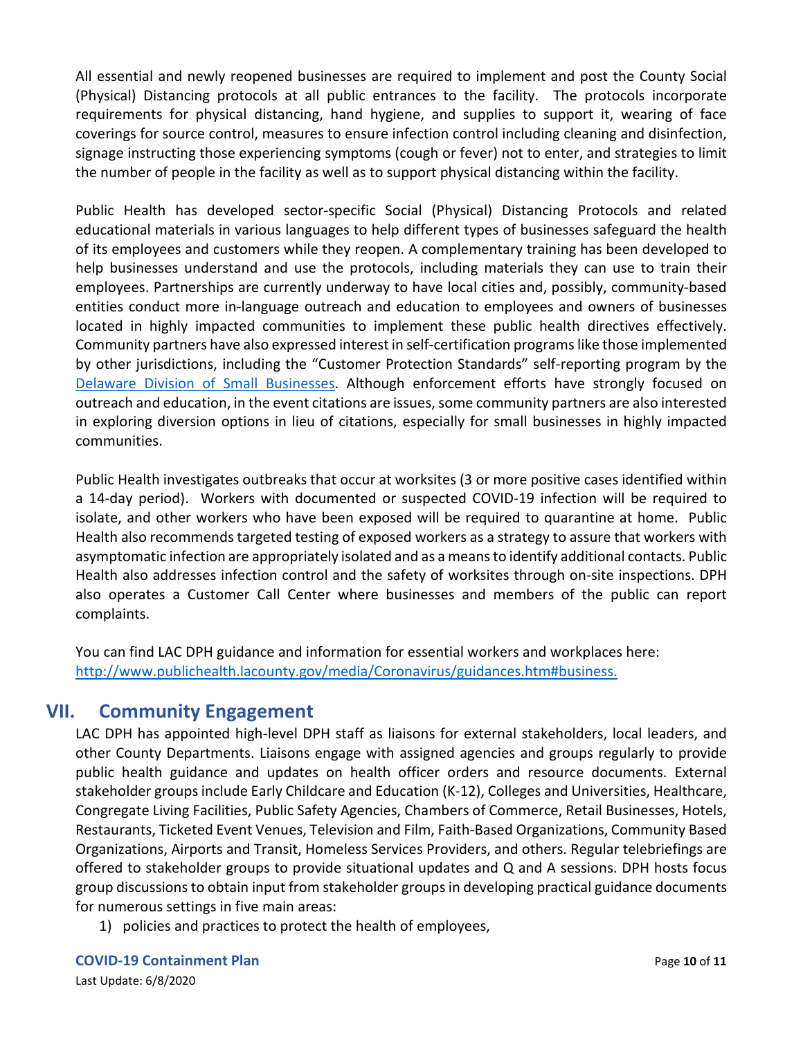All essential and newly reopened businesses are required to implement and post the County Social (Physical) Distancing protocols at all public entrances to the facility. The protocols incorporate requirements for physical distancing, hand hygiene, and supplies to support it, wearing of face coverings for source control, measures to ensure infection control including cleaning and disinfection, signage instructing those experiencing symptoms (cough or fever) not to enter, and strategies to limit the number of people in the facility as well as to support physical distancing within the facility.

Public Health has developed sector-specific Social (Physical) Distancing Protocols and related educational materials in various languages to help different types of businesses safeguard the health of its employees and customers while they reopen. A complementary training has been developed to help businesses understand and use the protocols, including materials they can use to train their employees. Partnerships are currently underway to have local cities and, possibly, community-based entities conduct more in-language outreach and education to employees and owners of businesses located in highly impacted communities to implement these public health directives effectively. Community partners have also expressed interest in self-certification programs like those implemented by other jurisdictions, including the "Customer Protection Standards" self-reporting program by the Delaware Division of Small Businesses. Although enforcement efforts have strongly focused on outreach and education, in the event citations are issues, some community partners are also interested in exploring diversion options in lieu of citations, especially for small businesses in highly impacted communities.

Public Health investigates outbreaks that occur at worksites (3 or more positive cases identified within a 14-day period). Workers with documented or suspected COVID-19 infection will be required to isolate, and other workers who have been exposed will be required to quarantine at home. Public Health also recommends targeted testing of exposed workers as a strategy to assure that workers with asymptomatic infection are appropriately isolated and as a means to identify additional contacts. Public Health also addresses infection control and the safety of worksites through on-site inspections. DPH also operates a Customer Call Center where businesses and members of the public can report complaints.

You can find LAC DPH guidance and information for essential workers and workplaces here: http://www.publichealth.lacounty.gov/media/Coronavirus/guidances.htm#business.

## VII. Community Engagement

LAC DPH has appointed high-level DPH staff as liaisons for external stakeholders, local leaders, and other County Departments. Liaisons engage with assigned agencies and groups regularly to provide public health guidance and updates on health officer orders and resource documents. External stakeholder groups include Early Childcare and Education (K-12), Colleges and Universities, Healthcare, Congregate Living Facilities, Public Safety Agencies, Chambers of Commerce, Retail Businesses, Hotels, Restaurants, Ticketed Event Venues, Television and Film, Faith-Based Organizations, Community Based Organizations, Airports and Transit, Homeless Services Providers, and others. Regular telebriefings are offered to stakeholder groups to provide situational updates and Q and A sessions. DPH hosts focus group discussions to obtain input from stakeholder groups in developing practical guidance documents for numerous settings in five main areas:

1) policies and practices to protect the health of employees,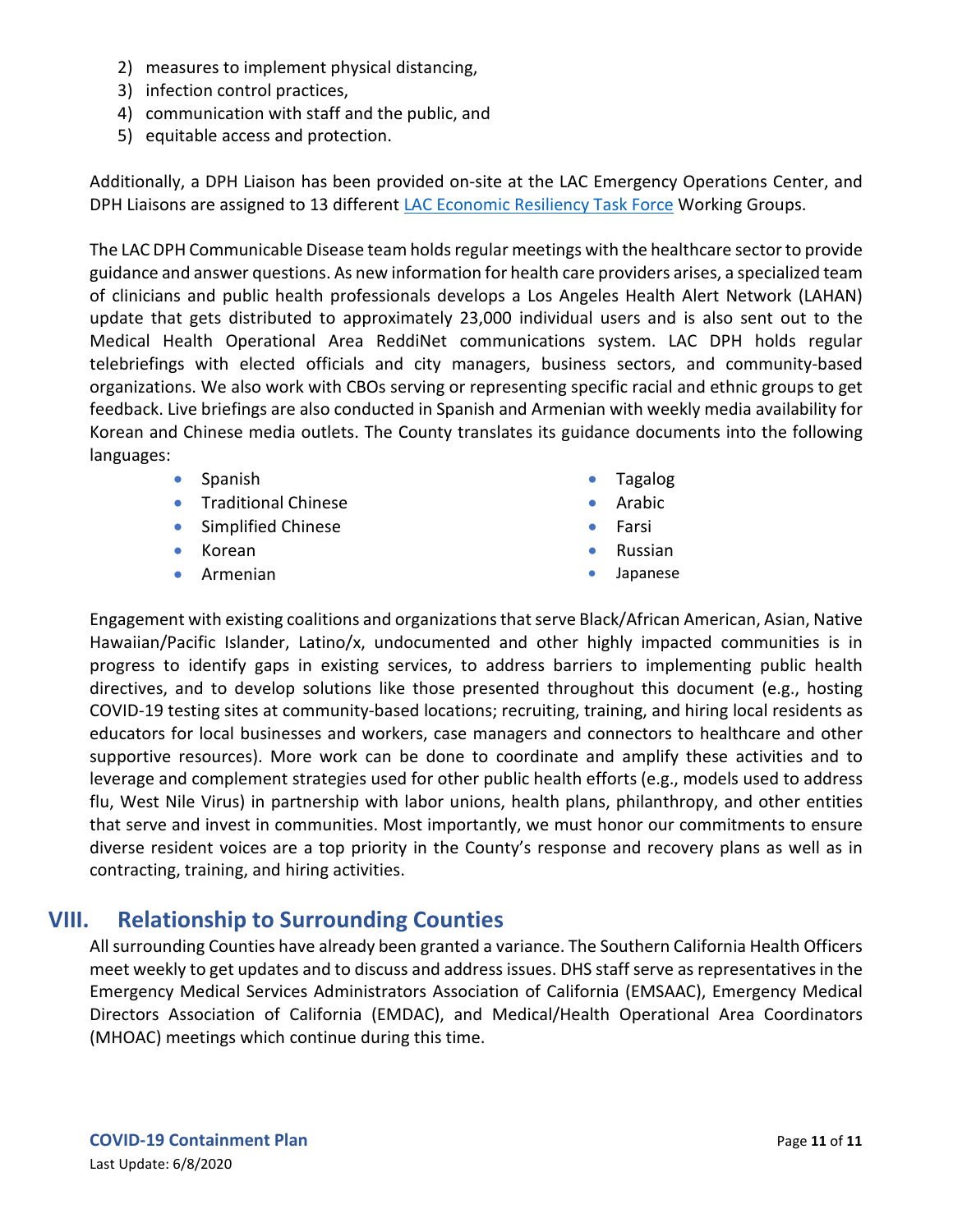2) measures to implement physical distancing,
3) infection control practices,
4) communication with staff and the public, and
5) equitable access and protection.

Additionally, a DPH Liaison has been provided on-site at the LAC Emergency Operations Center, and DPH Liaisons are assigned to 13 different [LAC Economic Resiliency Task Force](#) Working Groups.

The LAC DPH Communicable Disease team holds regular meetings with the healthcare sector to provide guidance and answer questions. As new information for health care providers arises, a specialized team of clinicians and public health professionals develops a Los Angeles Health Alert Network (LAHAN) update that gets distributed to approximately 23,000 individual users and is also sent out to the Medical Health Operational Area ReddiNet communications system. LAC DPH holds regular telebriefings with elected officials and city managers, business sectors, and community-based organizations. We also work with CBOs serving or representing specific racial and ethnic groups to get feedback. Live briefings are also conducted in Spanish and Armenian with weekly media availability for Korean and Chinese media outlets. The County translates its guidance documents into the following languages:

- Spanish
- Traditional Chinese
- Simplified Chinese
- Korean
- Armenian
- Tagalog
- Arabic
- Farsi
- Russian
- Japanese

Engagement with existing coalitions and organizations that serve Black/African American, Asian, Native Hawaiian/Pacific Islander, Latino/x, undocumented and other highly impacted communities is in progress to identify gaps in existing services, to address barriers to implementing public health directives, and to develop solutions like those presented throughout this document (e.g., hosting COVID-19 testing sites at community-based locations; recruiting, training, and hiring local residents as educators for local businesses and workers, case managers and connectors to healthcare and other supportive resources). More work can be done to coordinate and amplify these activities and to leverage and complement strategies used for other public health efforts (e.g., models used to address flu, West Nile Virus) in partnership with labor unions, health plans, philanthropy, and other entities that serve and invest in communities. Most importantly, we must honor our commitments to ensure diverse resident voices are a top priority in the County's response and recovery plans as well as in contracting, training, and hiring activities.

## VIII. Relationship to Surrounding Counties

All surrounding Counties have already been granted a variance. The Southern California Health Officers meet weekly to get updates and to discuss and address issues. DHS staff serve as representatives in the Emergency Medical Services Administrators Association of California (EMSAAC), Emergency Medical Directors Association of California (EMDAC), and Medical/Health Operational Area Coordinators (MHOAC) meetings which continue during this time.